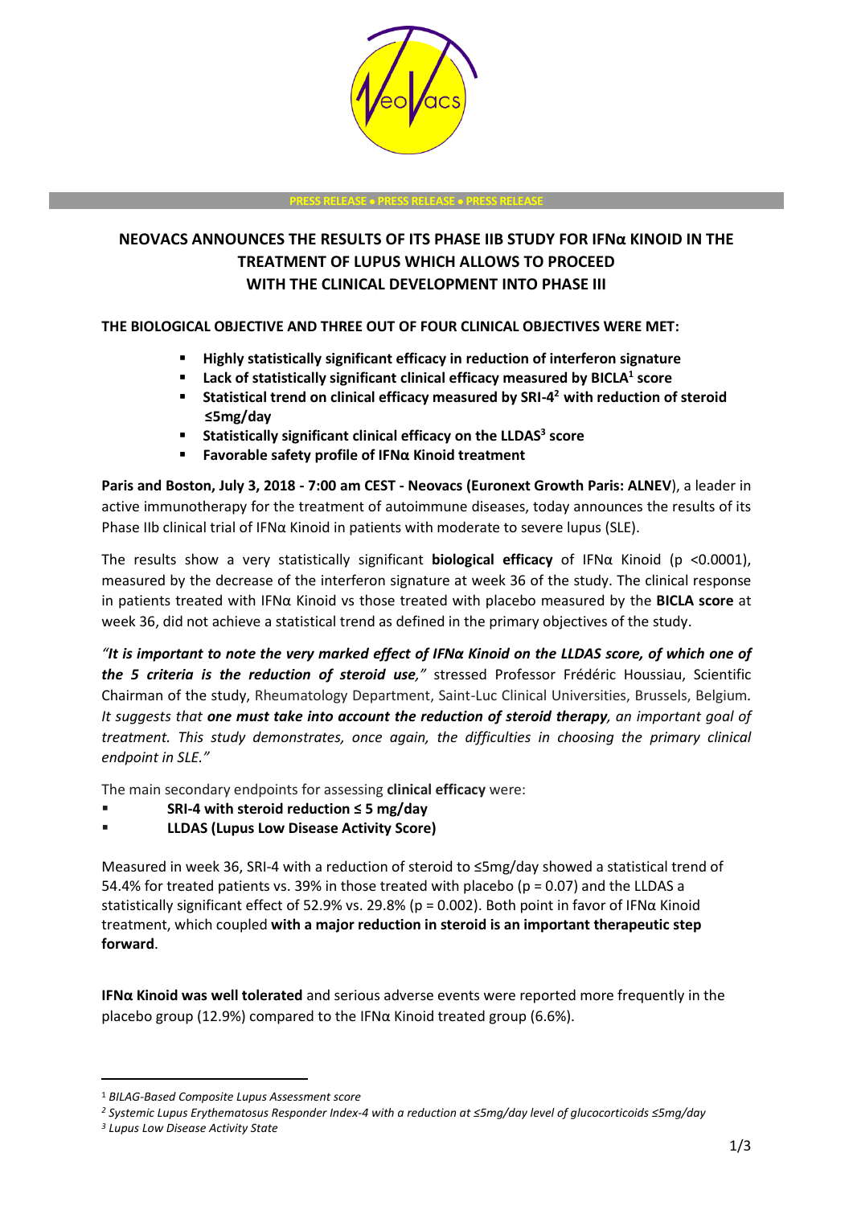PRESS RELEASE • PRESS RELEASE • PRESS RELEASE

# NEOVACS ANNOUNCES THE RESULTS OF ITS PHASE IIB STUDY FOR IFNα KINOID IN THE TREATMENT OF LUPUS WHICH ALLOWS TO PROCEED WITH THE CLINICAL DEVELOPMENT INTO PHASE III

**THE BIOLOGICAL OBJECTIVE AND THREE OUT OF FOUR CLINICAL OBJECTIVES WERE MET:**

- **Highly statistically significant efficacy in reduction of interferon signature**
- **Lack of statistically significant clinical efficacy measured by BICLA[1] score**
- **Statistical trend on clinical efficacy measured by SRI-4[2] with reduction of steroid ≤5mg/day**
- **Statistically significant clinical efficacy on the LLDAS[3] score**
- **Favorable safety profile of IFNα Kinoid treatment**

**Paris and Boston, July 3, 2018 - 7:00 am CEST - Neovacs (Euronext Growth Paris: ALNEV**), a leader in active immunotherapy for the treatment of autoimmune diseases, today announces the results of its Phase IIb clinical trial of IFNα Kinoid in patients with moderate to severe lupus (SLE).

The results show a very statistically significant **biological efficacy** of IFNα Kinoid (p <0.0001), measured by the decrease of the interferon signature at week 36 of the study. The clinical response in patients treated with IFNα Kinoid vs those treated with placebo measured by the **BICLA score** at week 36, did not achieve a statistical trend as defined in the primary objectives of the study.

*"It is important to note the very marked effect of **IFNα Kinoid on the LLDAS score, of which one of the 5 criteria is the reduction of steroid use**,"* stressed Professor Frédéric Houssiau, Scientific Chairman of the study, Rheumatology Department, Saint-Luc Clinical Universities, Brussels, Belgium. *It suggests that **one must take into account the reduction of steroid therapy**, an important goal of treatment. This study demonstrates, once again, the difficulties in choosing the primary clinical endpoint in SLE."*

The main secondary endpoints for assessing **clinical efficacy** were:

- **SRI-4 with steroid reduction ≤ 5 mg/day**
- **LLDAS (Lupus Low Disease Activity Score)**

Measured in week 36, SRI-4 with a reduction of steroid to ≤5mg/day showed a statistical trend of 54.4% for treated patients vs. 39% in those treated with placebo (p = 0.07) and the LLDAS a statistically significant effect of 52.9% vs. 29.8% (p = 0.002). Both point in favor of IFNα Kinoid treatment, which coupled **with a major reduction in steroid is an important therapeutic step forward**.

**IFNα Kinoid was well tolerated** and serious adverse events were reported more frequently in the placebo group (12.9%) compared to the IFNα Kinoid treated group (6.6%).

---

[1] *BILAG-Based Composite Lupus Assessment score*

[2] *Systemic Lupus Erythematosus Responder Index-4 with a reduction at ≤5mg/day level of glucocorticoids ≤5mg/day*

[3] *Lupus Low Disease Activity State*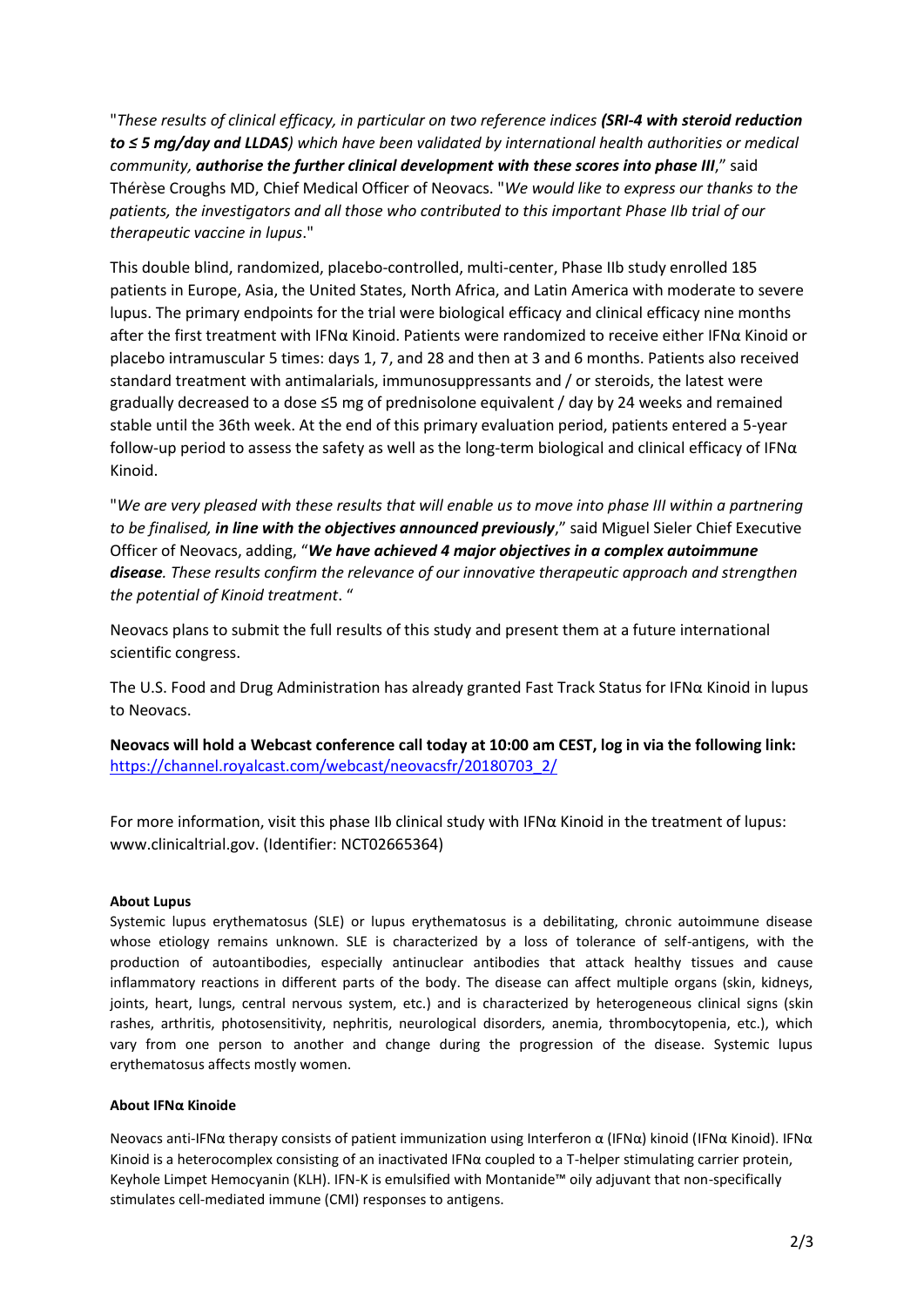"*These results of clinical efficacy, in particular on two reference indices **(SRI-4 with steroid reduction to ≤ 5 mg/day and LLDAS**) which have been validated by international health authorities or medical community, **authorise the further clinical development with these scores into phase III***," said Thérèse Croughs MD, Chief Medical Officer of Neovacs. "*We would like to express our thanks to the patients, the investigators and all those who contributed to this important Phase IIb trial of our therapeutic vaccine in lupus*."

This double blind, randomized, placebo-controlled, multi-center, Phase IIb study enrolled 185 patients in Europe, Asia, the United States, North Africa, and Latin America with moderate to severe lupus. The primary endpoints for the trial were biological efficacy and clinical efficacy nine months after the first treatment with IFNα Kinoid. Patients were randomized to receive either IFNα Kinoid or placebo intramuscular 5 times: days 1, 7, and 28 and then at 3 and 6 months. Patients also received standard treatment with antimalarials, immunosuppressants and / or steroids, the latest were gradually decreased to a dose ≤5 mg of prednisolone equivalent / day by 24 weeks and remained stable until the 36th week. At the end of this primary evaluation period, patients entered a 5-year follow-up period to assess the safety as well as the long-term biological and clinical efficacy of IFNα Kinoid.

"*We are very pleased with these results that will enable us to move into phase III within a partnering to be finalised, **in line with the objectives announced previously***," said Miguel Sieler Chief Executive Officer of Neovacs, adding, "***We have achieved 4 major objectives in a complex autoimmune disease**. These results confirm the relevance of our innovative therapeutic approach and strengthen the potential of Kinoid treatment*. "

Neovacs plans to submit the full results of this study and present them at a future international scientific congress.

The U.S. Food and Drug Administration has already granted Fast Track Status for IFNα Kinoid in lupus to Neovacs.

**Neovacs will hold a Webcast conference call today at 10:00 am CEST, log in via the following link:** [https://channel.royalcast.com/webcast/neovacsfr/20180703_2/](https://channel.royalcast.com/webcast/neovacsfr/20180703_2/)

For more information, visit this phase IIb clinical study with IFNα Kinoid in the treatment of lupus: www.clinicaltrial.gov. (Identifier: NCT02665364)

#### About Lupus

Systemic lupus erythematosus (SLE) or lupus erythematosus is a debilitating, chronic autoimmune disease whose etiology remains unknown. SLE is characterized by a loss of tolerance of self-antigens, with the production of autoantibodies, especially antinuclear antibodies that attack healthy tissues and cause inflammatory reactions in different parts of the body. The disease can affect multiple organs (skin, kidneys, joints, heart, lungs, central nervous system, etc.) and is characterized by heterogeneous clinical signs (skin rashes, arthritis, photosensitivity, nephritis, neurological disorders, anemia, thrombocytopenia, etc.), which vary from one person to another and change during the progression of the disease. Systemic lupus erythematosus affects mostly women.

#### About IFNα Kinoide

Neovacs anti-IFNα therapy consists of patient immunization using Interferon α (IFNα) kinoid (IFNα Kinoid). IFNα Kinoid is a heterocomplex consisting of an inactivated IFNα coupled to a T-helper stimulating carrier protein, Keyhole Limpet Hemocyanin (KLH). IFN-K is emulsified with Montanide™ oily adjuvant that non-specifically stimulates cell-mediated immune (CMI) responses to antigens.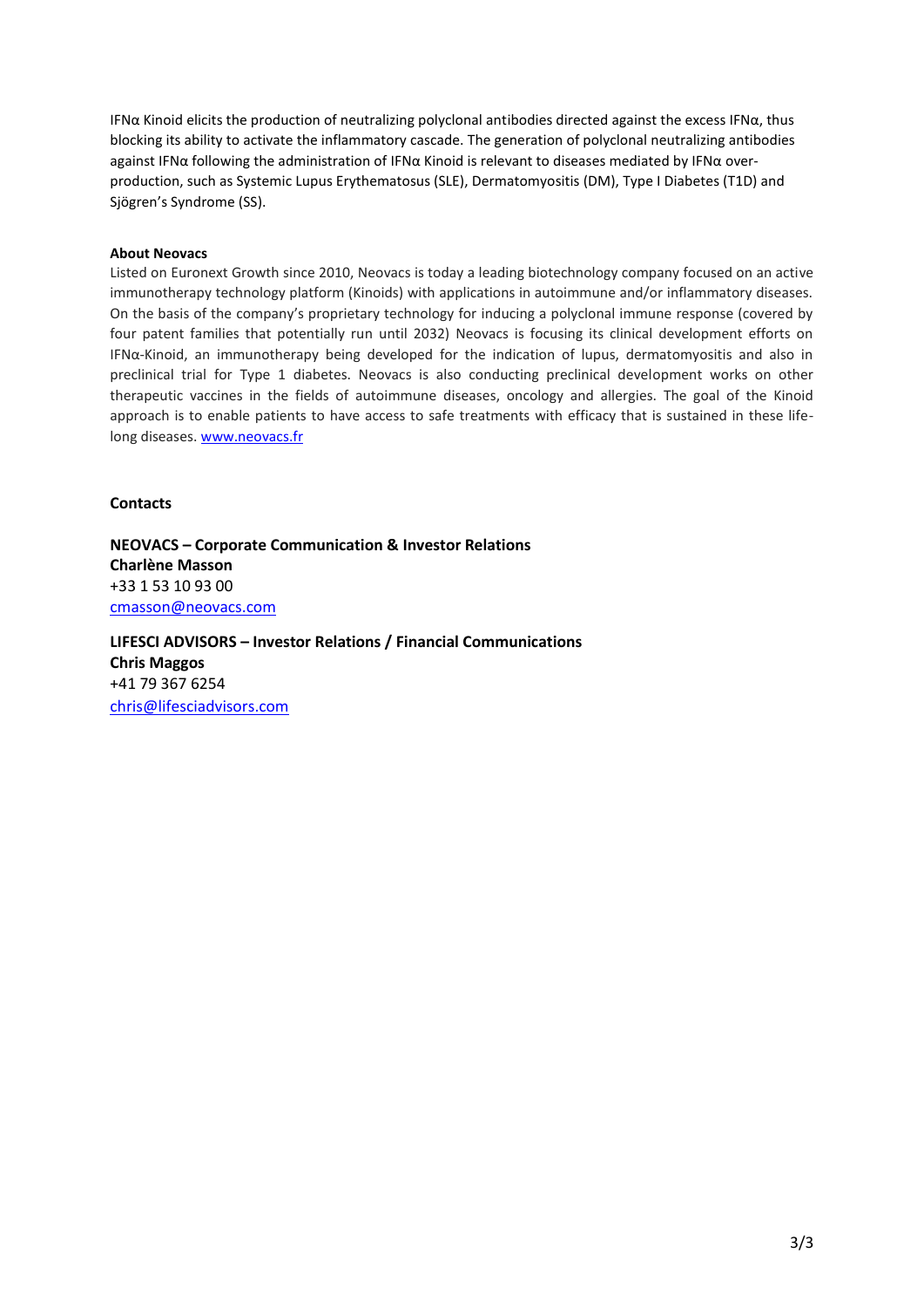IFNα Kinoid elicits the production of neutralizing polyclonal antibodies directed against the excess IFNα, thus blocking its ability to activate the inflammatory cascade. The generation of polyclonal neutralizing antibodies against IFNα following the administration of IFNα Kinoid is relevant to diseases mediated by IFNα over-production, such as Systemic Lupus Erythematosus (SLE), Dermatomyositis (DM), Type I Diabetes (T1D) and Sjögren's Syndrome (SS).

**About Neovacs**

Listed on Euronext Growth since 2010, Neovacs is today a leading biotechnology company focused on an active immunotherapy technology platform (Kinoids) with applications in autoimmune and/or inflammatory diseases. On the basis of the company's proprietary technology for inducing a polyclonal immune response (covered by four patent families that potentially run until 2032) Neovacs is focusing its clinical development efforts on IFNα-Kinoid, an immunotherapy being developed for the indication of lupus, dermatomyositis and also in preclinical trial for Type 1 diabetes. Neovacs is also conducting preclinical development works on other therapeutic vaccines in the fields of autoimmune diseases, oncology and allergies. The goal of the Kinoid approach is to enable patients to have access to safe treatments with efficacy that is sustained in these life-long diseases. www.neovacs.fr

**Contacts**

**NEOVACS – Corporate Communication & Investor Relations**
**Charlène Masson**
+33 1 53 10 93 00
cmasson@neovacs.com

**LIFESCI ADVISORS – Investor Relations / Financial Communications**
**Chris Maggos**
+41 79 367 6254
chris@lifesciadvisors.com